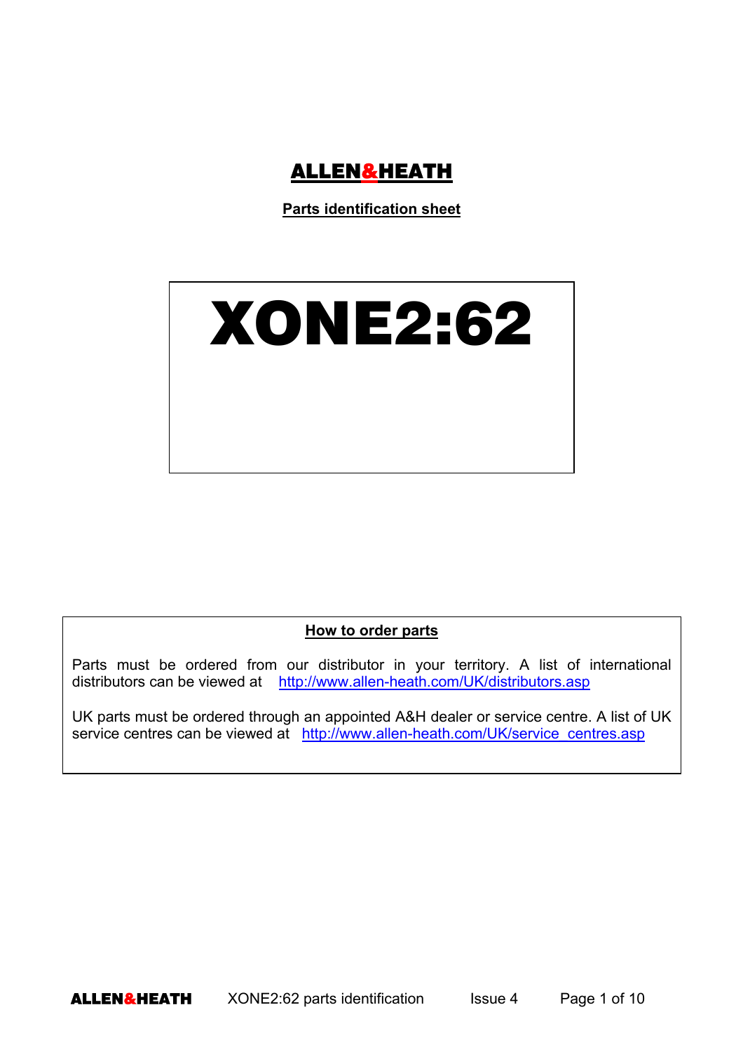# ALLEN&HEATH

**Parts identification sheet**

# XONE2:62

## How to order parts

Parts must be ordered from our distributor in your territory. A list of international distributors can be viewed at http://www.allen-heath.com/UK/distributors.asp

UK parts must be ordered through an appointed A&H dealer or service centre. A list of UK service centres can be viewed at http://www.allen-heath.com/UK/service_centres.asp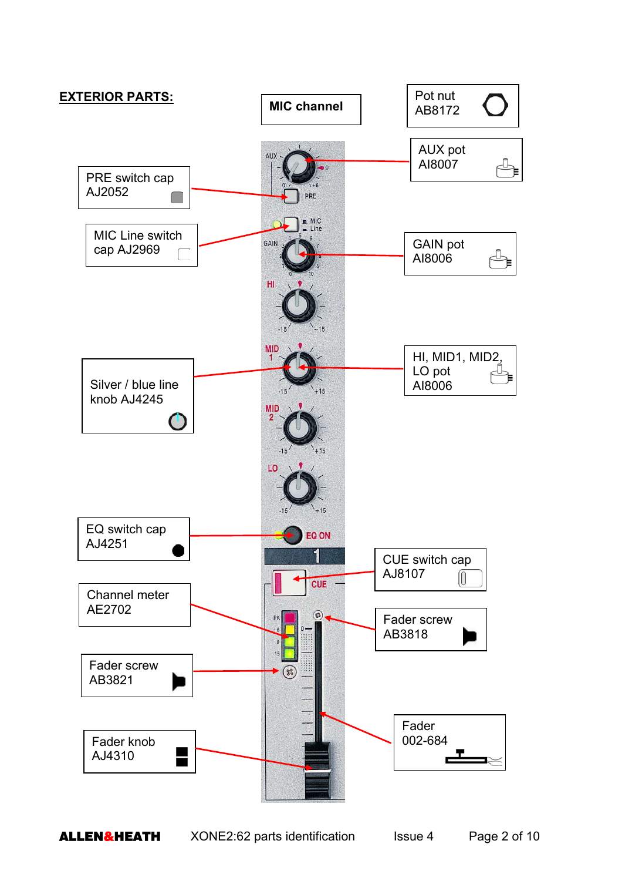## EXTERIOR PARTS:

**MIC channel**

Pot nut
AB8172

AUX pot
AI8007

PRE switch cap
AJ2052

MIC Line switch cap AJ2969

GAIN pot
AI8006

HI, MID1, MID2, LO pot
AI8006

Silver / blue line knob AJ4245

EQ switch cap
AJ4251

CUE switch cap
AJ8107

Channel meter
AE2702

Fader screw
AB3818

Fader screw
AB3821

Fader
002-684

Fader knob
AJ4310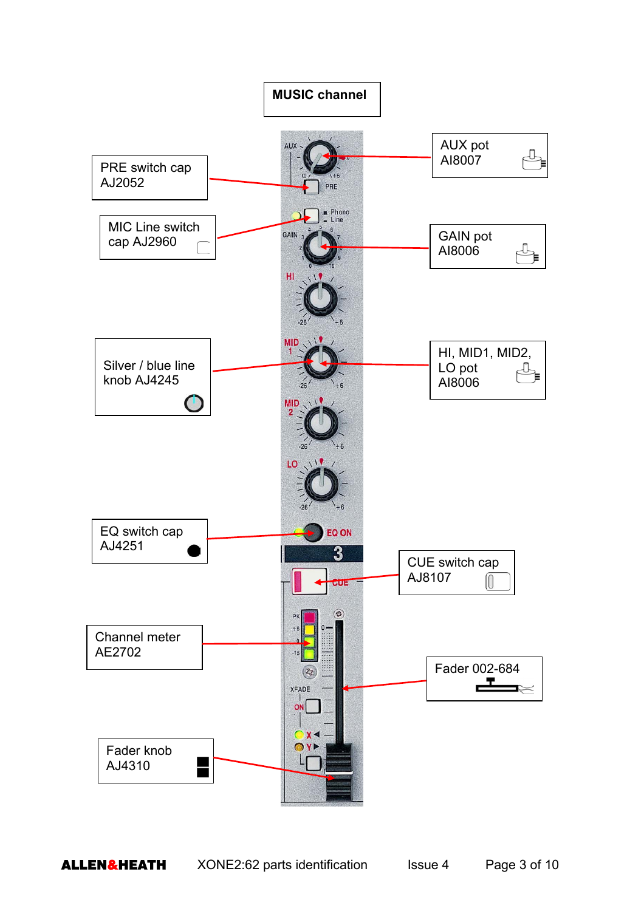# MUSIC channel

AUX pot
AI8007

PRE switch cap
AJ2052

MIC Line switch cap AJ2960

GAIN pot
AI8006

Silver / blue line knob AJ4245

HI, MID1, MID2, LO pot
AI8006

EQ switch cap
AJ4251

CUE switch cap
AJ8107

Channel meter
AE2702

Fader 002-684

Fader knob
AJ4310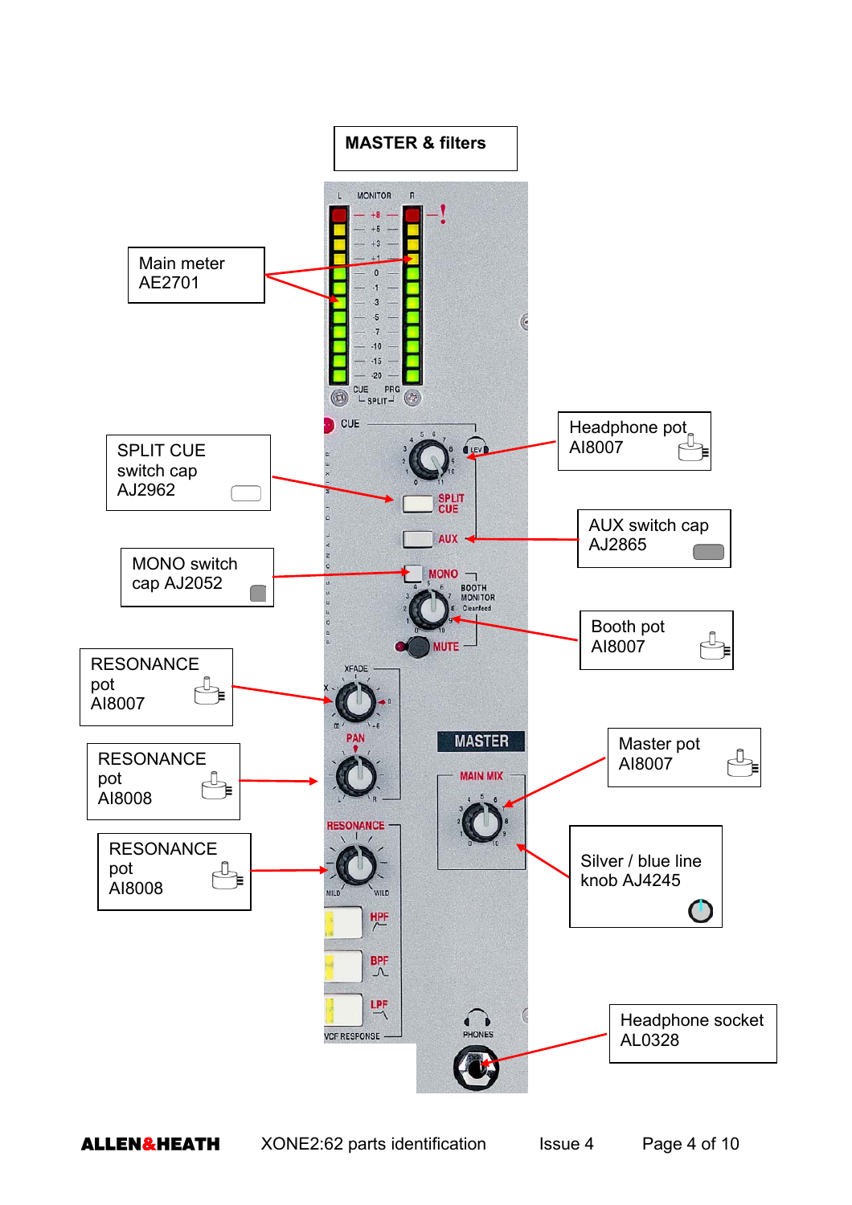## MASTER & filters

Main meter AE2701

SPLIT CUE switch cap AJ2962

MONO switch cap AJ2052

RESONANCE pot AI8007

RESONANCE pot AI8008

RESONANCE pot AI8008

Headphone pot AI8007

AUX switch cap AJ2865

Booth pot AI8007

Master pot AI8007

Silver / blue line knob AJ4245

Headphone socket AL0328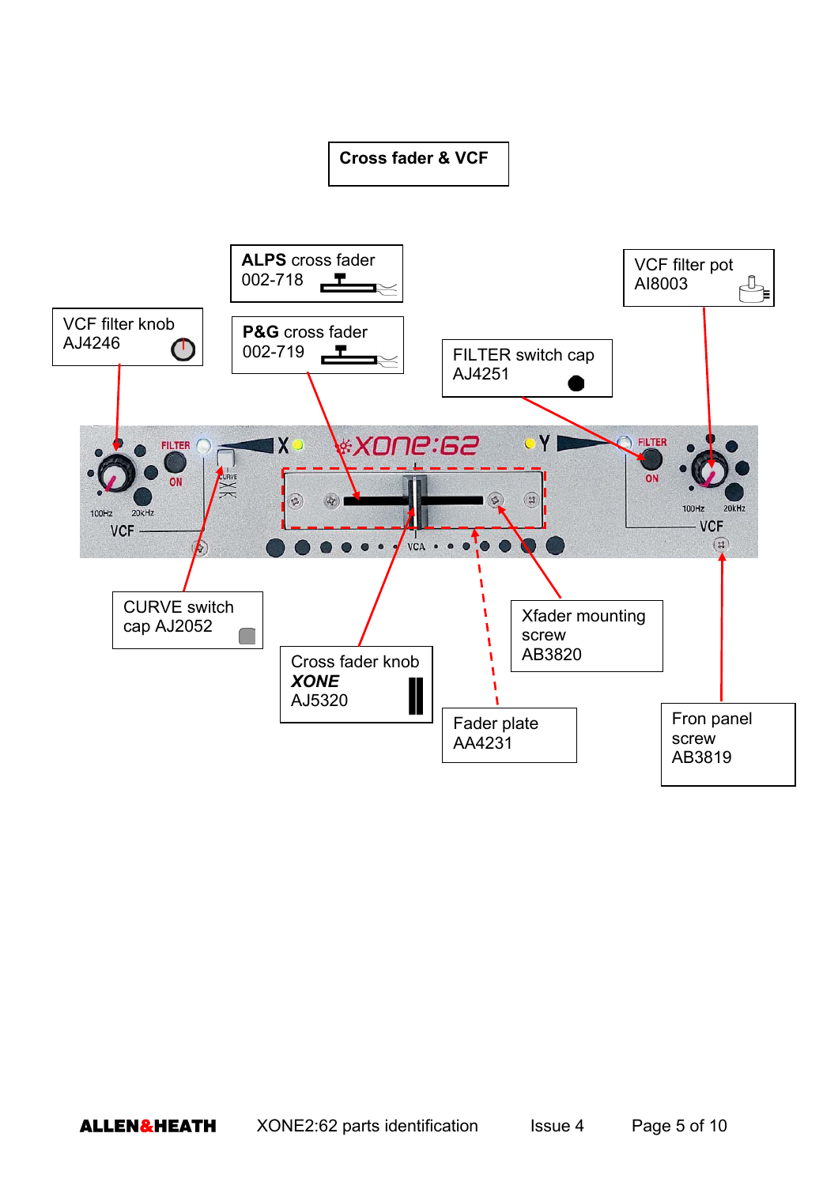# Cross fader & VCF

ALPS cross fader
002-718

P&G cross fader
002-719

VCF filter knob
AJ4246

FILTER switch cap
AJ4251

VCF filter pot
AI8003

CURVE switch cap AJ2052

Cross fader knob ***XONE*** AJ5320

Fader plate
AA4231

Xfader mounting screw
AB3820

Fron panel screw
AB3819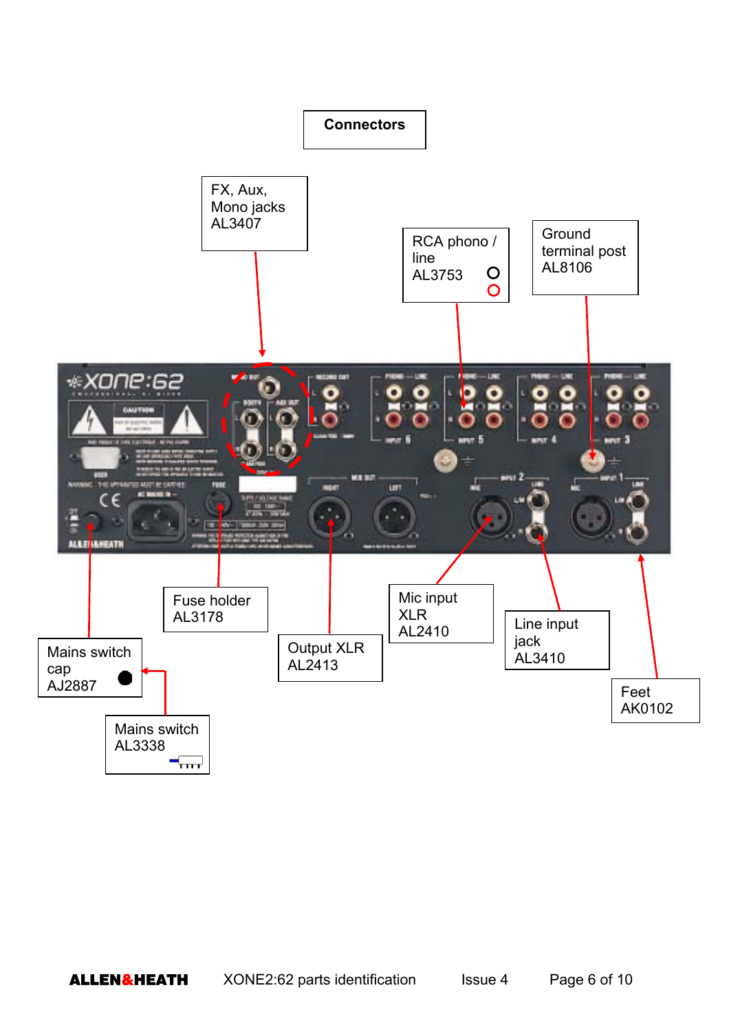# Connectors

FX, Aux, Mono jacks AL3407

RCA phono / line AL3753

Ground terminal post AL8106

Fuse holder AL3178

Mic input XLR AL2410

Line input jack AL3410

Output XLR AL2413

Feet AK0102

Mains switch cap AJ2887

Mains switch AL3338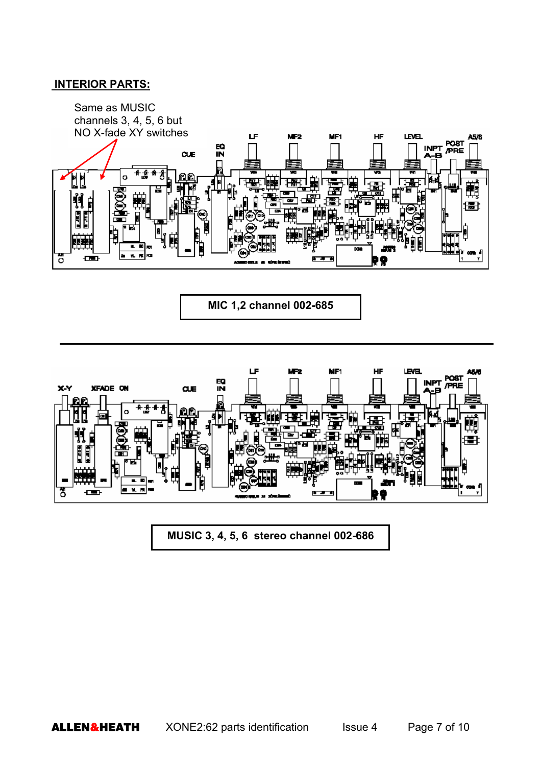**INTERIOR PARTS:**

Same as MUSIC channels 3, 4, 5, 6 but NO X-fade XY switches

CUE EQ IN LF MF2 MF1 HF LEVEL INPT A-B POST /PRE A5/6

**MIC 1,2 channel 002-685**

X-Y XFADE ON CUE EQ IN LF MF2 MF1 HF LEVEL INPT A-B POST /PRE A5/6

**MUSIC 3, 4, 5, 6 stereo channel 002-686**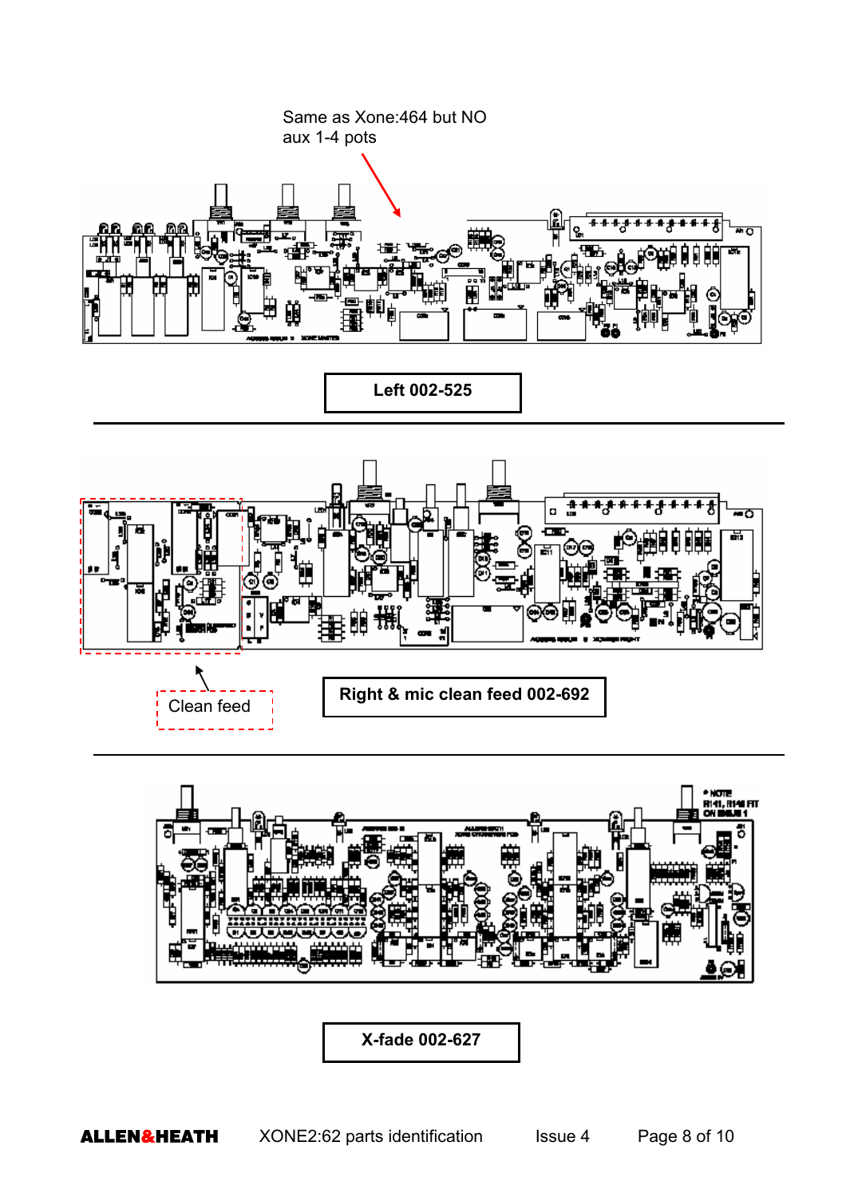Same as Xone:464 but NO aux 1-4 pots

**Left 002-525**

Clean feed

**Right & mic clean feed 002-692**

**X-fade 002-627**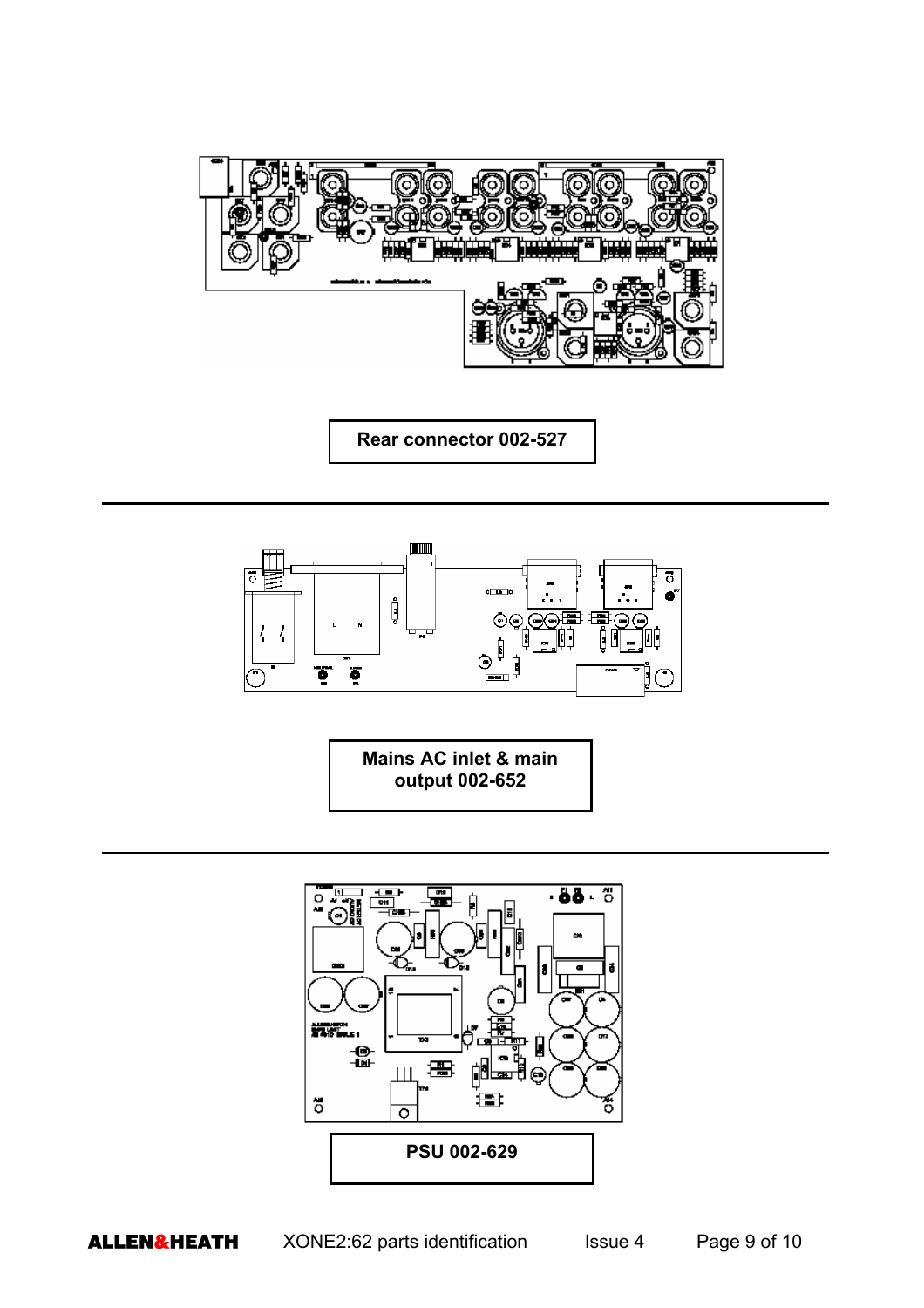Rear connector 002-527

---

Mains AC inlet & main output 002-652

---

PSU 002-629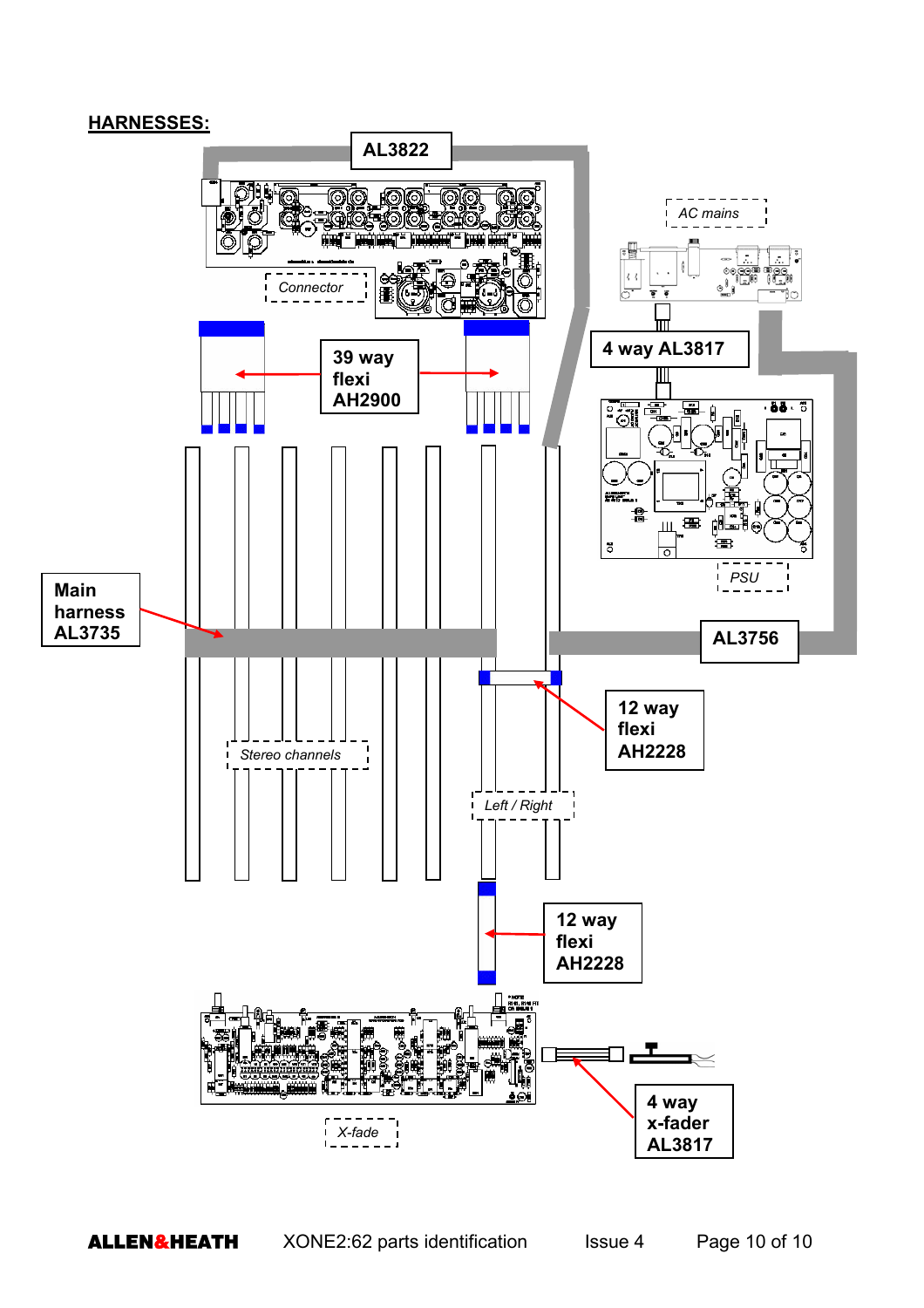**HARNESSES:**

AL3822

AC mains

Connector

39 way flexi AH2900

4 way AL3817

PSU

Main harness AL3735

AL3756

12 way flexi AH2228

Stereo channels

Left / Right

12 way flexi AH2228

X-fade

4 way x-fader AL3817